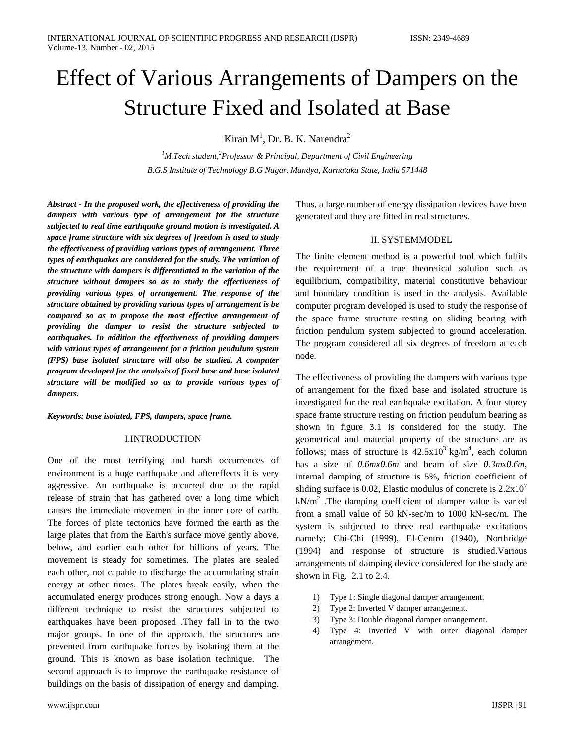# Effect of Various Arrangements of Dampers on the Structure Fixed and Isolated at Base

Kiran M[1], Dr. B. K. Narendra[2]

*[1]M.Tech student,[2]Professor & Principal, Department of Civil Engineering*

*B.G.S Institute of Technology B.G Nagar, Mandya, Karnataka State, India 571448*

***Abstract - In the proposed work, the effectiveness of providing the dampers with various type of arrangement for the structure subjected to real time earthquake ground motion is investigated. A space frame structure with six degrees of freedom is used to study the effectiveness of providing various types of arrangement. Three types of earthquakes are considered for the study. The variation of the structure with dampers is differentiated to the variation of the structure without dampers so as to study the effectiveness of providing various types of arrangement. The response of the structure obtained by providing various types of arrangement is be compared so as to propose the most effective arrangement of providing the damper to resist the structure subjected to earthquakes. In addition the effectiveness of providing dampers with various types of arrangement for a friction pendulum system (FPS) base isolated structure will also be studied. A computer program developed for the analysis of fixed base and base isolated structure will be modified so as to provide various types of dampers.***

***Keywords: base isolated, FPS, dampers, space frame.***

## I.INTRODUCTION

One of the most terrifying and harsh occurrences of environment is a huge earthquake and aftereffects it is very aggressive. An earthquake is occurred due to the rapid release of strain that has gathered over a long time which causes the immediate movement in the inner core of earth. The forces of plate tectonics have formed the earth as the large plates that from the Earth's surface move gently above, below, and earlier each other for billions of years. The movement is steady for sometimes. The plates are sealed each other, not capable to discharge the accumulating strain energy at other times. The plates break easily, when the accumulated energy produces strong enough. Now a days a different technique to resist the structures subjected to earthquakes have been proposed .They fall in to the two major groups. In one of the approach, the structures are prevented from earthquake forces by isolating them at the ground. This is known as base isolation technique. The second approach is to improve the earthquake resistance of buildings on the basis of dissipation of energy and damping. Thus, a large number of energy dissipation devices have been generated and they are fitted in real structures.

## II. SYSTEMMODEL

The finite element method is a powerful tool which fulfils the requirement of a true theoretical solution such as equilibrium, compatibility, material constitutive behaviour and boundary condition is used in the analysis. Available computer program developed is used to study the response of the space frame structure resting on sliding bearing with friction pendulum system subjected to ground acceleration. The program considered all six degrees of freedom at each node.

The effectiveness of providing the dampers with various type of arrangement for the fixed base and isolated structure is investigated for the real earthquake excitation. A four storey space frame structure resting on friction pendulum bearing as shown in figure 3.1 is considered for the study. The geometrical and material property of the structure are as follows; mass of structure is $42.5\text{x}10^3$ kg/m$^4$, each column has a size of *0.6mx0.6m* and beam of size *0.3mx0.6m*, internal damping of structure is 5%, friction coefficient of sliding surface is 0.02, Elastic modulus of concrete is $2.2\text{x}10^7$ kN/m$^2$ .The damping coefficient of damper value is varied from a small value of 50 kN-sec/m to 1000 kN-sec/m. The system is subjected to three real earthquake excitations namely; Chi-Chi (1999), El-Centro (1940), Northridge (1994) and response of structure is studied.Various arrangements of damping device considered for the study are shown in Fig. 2.1 to 2.4.

1) Type 1: Single diagonal damper arrangement.
2) Type 2: Inverted V damper arrangement.
3) Type 3: Double diagonal damper arrangement.
4) Type 4: Inverted V with outer diagonal damper arrangement.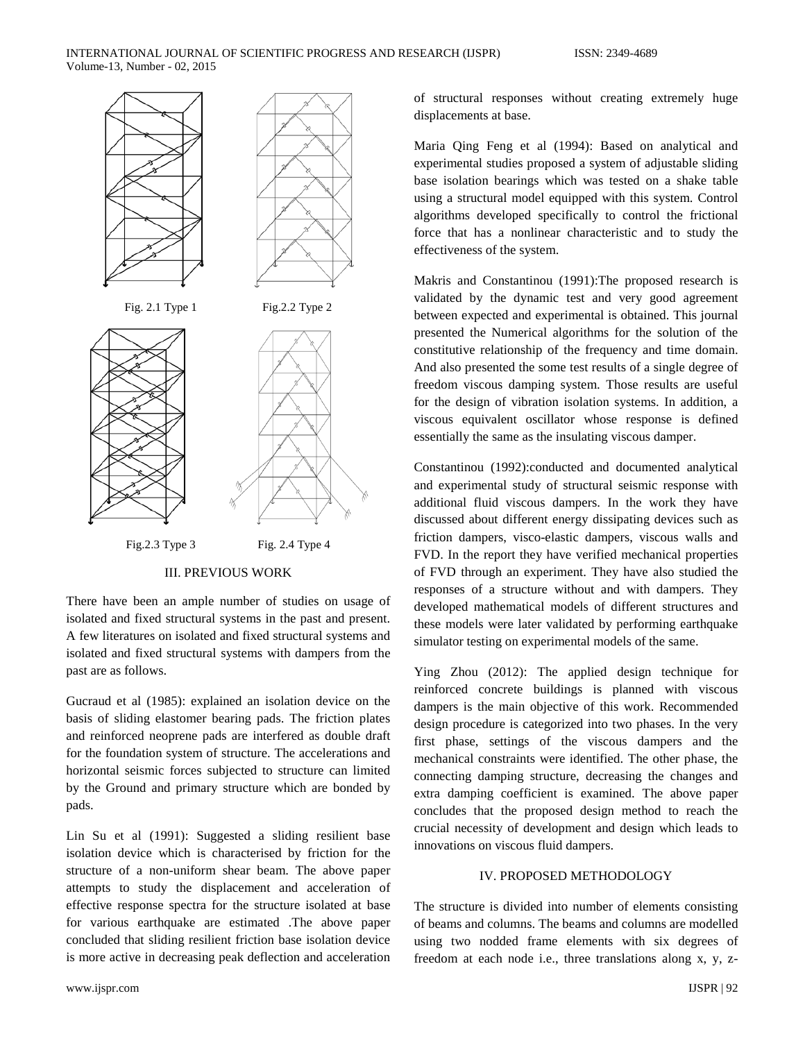Fig. 2.1 Type 1

Fig.2.2 Type 2

Fig.2.3 Type 3

Fig. 2.4 Type 4

## III. PREVIOUS WORK

There have been an ample number of studies on usage of isolated and fixed structural systems in the past and present. A few literatures on isolated and fixed structural systems and isolated and fixed structural systems with dampers from the past are as follows.

Gucraud et al (1985): explained an isolation device on the basis of sliding elastomer bearing pads. The friction plates and reinforced neoprene pads are interfered as double draft for the foundation system of structure. The accelerations and horizontal seismic forces subjected to structure can limited by the Ground and primary structure which are bonded by pads.

Lin Su et al (1991): Suggested a sliding resilient base isolation device which is characterised by friction for the structure of a non-uniform shear beam. The above paper attempts to study the displacement and acceleration of effective response spectra for the structure isolated at base for various earthquake are estimated .The above paper concluded that sliding resilient friction base isolation device is more active in decreasing peak deflection and acceleration of structural responses without creating extremely huge displacements at base.

Maria Qing Feng et al (1994): Based on analytical and experimental studies proposed a system of adjustable sliding base isolation bearings which was tested on a shake table using a structural model equipped with this system. Control algorithms developed specifically to control the frictional force that has a nonlinear characteristic and to study the effectiveness of the system.

Makris and Constantinou (1991):The proposed research is validated by the dynamic test and very good agreement between expected and experimental is obtained. This journal presented the Numerical algorithms for the solution of the constitutive relationship of the frequency and time domain. And also presented the some test results of a single degree of freedom viscous damping system. Those results are useful for the design of vibration isolation systems. In addition, a viscous equivalent oscillator whose response is defined essentially the same as the insulating viscous damper.

Constantinou (1992):conducted and documented analytical and experimental study of structural seismic response with additional fluid viscous dampers. In the work they have discussed about different energy dissipating devices such as friction dampers, visco-elastic dampers, viscous walls and FVD. In the report they have verified mechanical properties of FVD through an experiment. They have also studied the responses of a structure without and with dampers. They developed mathematical models of different structures and these models were later validated by performing earthquake simulator testing on experimental models of the same.

Ying Zhou (2012): The applied design technique for reinforced concrete buildings is planned with viscous dampers is the main objective of this work. Recommended design procedure is categorized into two phases. In the very first phase, settings of the viscous dampers and the mechanical constraints were identified. The other phase, the connecting damping structure, decreasing the changes and extra damping coefficient is examined. The above paper concludes that the proposed design method to reach the crucial necessity of development and design which leads to innovations on viscous fluid dampers.

## IV. PROPOSED METHODOLOGY

The structure is divided into number of elements consisting of beams and columns. The beams and columns are modelled using two nodded frame elements with six degrees of freedom at each node i.e., three translations along x, y, z-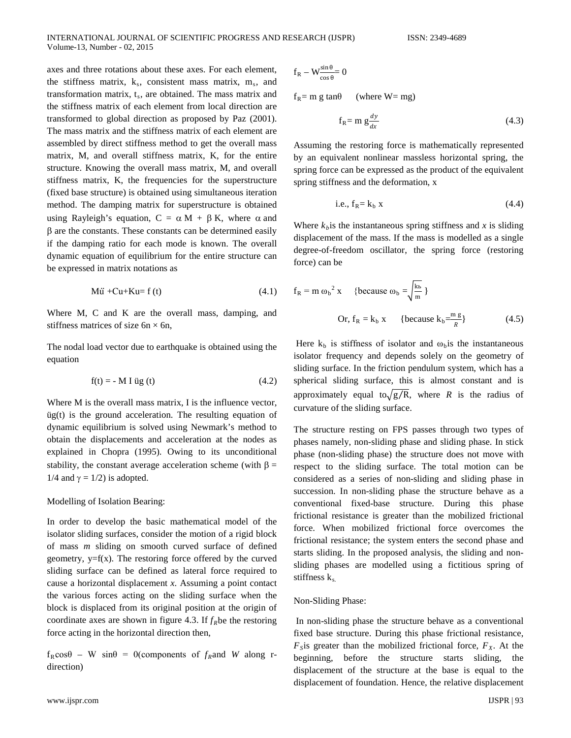axes and three rotations about these axes. For each element, the stiffness matrix, $k_s$, consistent mass matrix, $m_s$, and transformation matrix, $t_s$, are obtained. The mass matrix and the stiffness matrix of each element from local direction are transformed to global direction as proposed by Paz (2001). The mass matrix and the stiffness matrix of each element are assembled by direct stiffness method to get the overall mass matrix, M, and overall stiffness matrix, K, for the entire structure. Knowing the overall mass matrix, M, and overall stiffness matrix, K, the frequencies for the superstructure (fixed base structure) is obtained using simultaneous iteration method. The damping matrix for superstructure is obtained using Rayleigh's equation, $C = \alpha M + \beta K$, where $\alpha$ and $\beta$ are the constants. These constants can be determined easily if the damping ratio for each mode is known. The overall dynamic equation of equilibrium for the entire structure can be expressed in matrix notations as

$$M\ddot{u} + C\dot{u} + Ku = f(t) \tag{4.1}$$

Where M, C and K are the overall mass, damping, and stiffness matrices of size $6n \times 6n$,

The nodal load vector due to earthquake is obtained using the equation

$$f(t) = -M\,I\,\ddot{u}_g(t) \tag{4.2}$$

Where M is the overall mass matrix, I is the influence vector, $\ddot{u}_g(t)$ is the ground acceleration. The resulting equation of dynamic equilibrium is solved using Newmark's method to obtain the displacements and acceleration at the nodes as explained in Chopra (1995). Owing to its unconditional stability, the constant average acceleration scheme (with $\beta = 1/4$ and $\gamma = 1/2$) is adopted.

Modelling of Isolation Bearing:

In order to develop the basic mathematical model of the isolator sliding surfaces, consider the motion of a rigid block of mass *m* sliding on smooth curved surface of defined geometry, $y=f(x)$. The restoring force offered by the curved sliding surface can be defined as lateral force required to cause a horizontal displacement *x*. Assuming a point contact the various forces acting on the sliding surface when the block is displaced from its original position at the origin of coordinate axes are shown in figure 4.3. If $f_R$ be the restoring force acting in the horizontal direction then,

$f_R\cos\theta - W\sin\theta = 0$ (components of $f_R$ and $W$ along r-direction)

$$f_R - W\frac{\sin\theta}{\cos\theta} = 0$$

$f_R = m\,g\tan\theta$ (where $W = mg$)

$$f_R = m\,g\frac{dy}{dx} \tag{4.3}$$

Assuming the restoring force is mathematically represented by an equivalent nonlinear massless horizontal spring, the spring force can be expressed as the product of the equivalent spring stiffness and the deformation, x

$$\text{i.e., } f_R = k_b\,x \tag{4.4}$$

Where $k_b$ is the instantaneous spring stiffness and *x* is sliding displacement of the mass. If the mass is modelled as a single degree-of-freedom oscillator, the spring force (restoring force) can be

$$f_R = m\,\omega_b^2\,x \quad \left\{\text{because } \omega_b = \sqrt{\frac{k_b}{m}}\right\}$$

$$\text{Or, } f_R = k_b\,x \quad \left\{\text{because } k_b = \frac{m\,g}{R}\right\} \tag{4.5}$$

Here $k_b$ is stiffness of isolator and $\omega_b$ is the instantaneous isolator frequency and depends solely on the geometry of sliding surface. In the friction pendulum system, which has a spherical sliding surface, this is almost constant and is approximately equal to $\sqrt{g/R}$, where *R* is the radius of curvature of the sliding surface.

The structure resting on FPS passes through two types of phases namely, non-sliding phase and sliding phase. In stick phase (non-sliding phase) the structure does not move with respect to the sliding surface. The total motion can be considered as a series of non-sliding and sliding phase in succession. In non-sliding phase the structure behave as a conventional fixed-base structure. During this phase frictional resistance is greater than the mobilized frictional force. When mobilized frictional force overcomes the frictional resistance; the system enters the second phase and starts sliding. In the proposed analysis, the sliding and non-sliding phases are modelled using a fictitious spring of stiffness $k_s$.

Non-Sliding Phase:

In non-sliding phase the structure behave as a conventional fixed base structure. During this phase frictional resistance, $F_S$ is greater than the mobilized frictional force, $F_X$. At the beginning, before the structure starts sliding, the displacement of the structure at the base is equal to the displacement of foundation. Hence, the relative displacement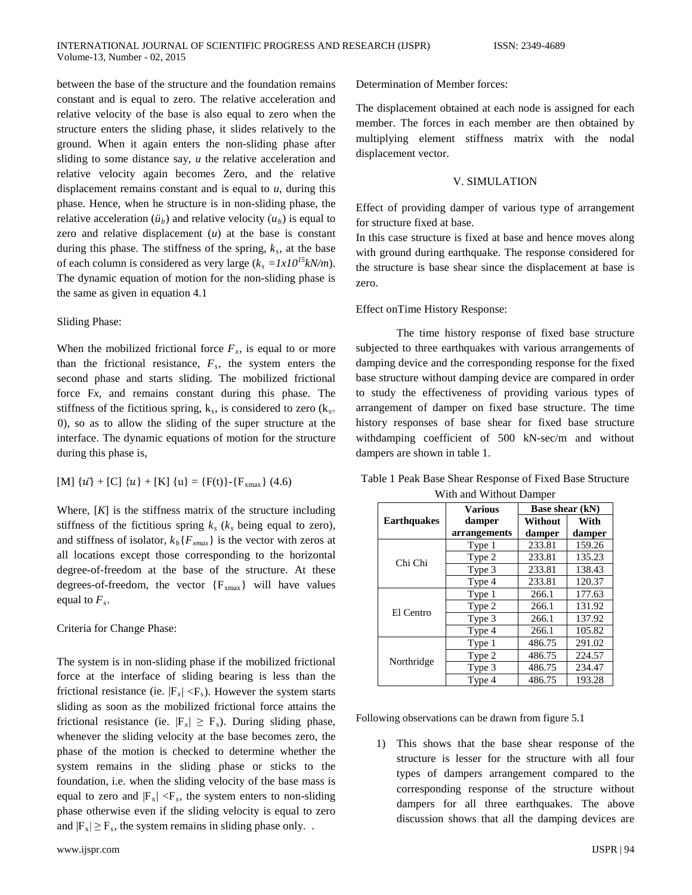between the base of the structure and the foundation remains constant and is equal to zero. The relative acceleration and relative velocity of the base is also equal to zero when the structure enters the sliding phase, it slides relatively to the ground. When it again enters the non-sliding phase after sliding to some distance say, $u$ the relative acceleration and relative velocity again becomes Zero, and the relative displacement remains constant and is equal to $u$, during this phase. Hence, when he structure is in non-sliding phase, the relative acceleration ($\ddot{u}_b$) and relative velocity ($u_b$) is equal to zero and relative displacement ($u$) at the base is constant during this phase. The stiffness of the spring, $k_s$, at the base of each column is considered as very large ($k_s = 1x10^{15} kN/m$). The dynamic equation of motion for the non-sliding phase is the same as given in equation 4.1

Sliding Phase:

When the mobilized frictional force $F_x$, is equal to or more than the frictional resistance, $F_s$, the system enters the second phase and starts sliding. The mobilized frictional force F$x$, and remains constant during this phase. The stiffness of the fictitious spring, $k_s$, is considered to zero ($k_s = 0$), so as to allow the sliding of the super structure at the interface. The dynamic equations of motion for the structure during this phase is,

$$[M]\{\ddot{u}\} + [C]\{u\} + [K]\{u\} = \{F(t)\} - \{F_{xmax}\} \quad (4.6)$$

Where, $[K]$ is the stiffness matrix of the structure including stiffness of the fictitious spring $k_s$ ($k_s$ being equal to zero), and stiffness of isolator, $k_b\{F_{xmax}\}$ is the vector with zeros at all locations except those corresponding to the horizontal degree-of-freedom at the base of the structure. At these degrees-of-freedom, the vector $\{F_{xmax}\}$ will have values equal to $F_s$.

Criteria for Change Phase:

The system is in non-sliding phase if the mobilized frictional force at the interface of sliding bearing is less than the frictional resistance (ie. $|F_x| < F_s$). However the system starts sliding as soon as the mobilized frictional force attains the frictional resistance (ie. $|F_x| \geq F_s$). During sliding phase, whenever the sliding velocity at the base becomes zero, the phase of the motion is checked to determine whether the system remains in the sliding phase or sticks to the foundation, i.e. when the sliding velocity of the base mass is equal to zero and $|F_x| < F_s$, the system enters to non-sliding phase otherwise even if the sliding velocity is equal to zero and $|F_x| \geq F_s$, the system remains in sliding phase only. .

Determination of Member forces:

The displacement obtained at each node is assigned for each member. The forces in each member are then obtained by multiplying element stiffness matrix with the nodal displacement vector.

## V. SIMULATION

Effect of providing damper of various type of arrangement for structure fixed at base.

In this case structure is fixed at base and hence moves along with ground during earthquake. The response considered for the structure is base shear since the displacement at base is zero.

Effect onTime History Response:

The time history response of fixed base structure subjected to three earthquakes with various arrangements of damping device and the corresponding response for the fixed base structure without damping device are compared in order to study the effectiveness of providing various types of arrangement of damper on fixed base structure. The time history responses of base shear for fixed base structure withdamping coefficient of 500 kN-sec/m and without dampers are shown in table 1.

Table 1 Peak Base Shear Response of Fixed Base Structure With and Without Damper

| **Earthquakes** | **Various damper arrangements** | **Base shear (kN)** | |
|---|---|---|---|
| | | **Without damper** | **With damper** |
| Chi Chi | Type 1 | 233.81 | 159.26 |
| | Type 2 | 233.81 | 135.23 |
| | Type 3 | 233.81 | 138.43 |
| | Type 4 | 233.81 | 120.37 |
| El Centro | Type 1 | 266.1 | 177.63 |
| | Type 2 | 266.1 | 131.92 |
| | Type 3 | 266.1 | 137.92 |
| | Type 4 | 266.1 | 105.82 |
| Northridge | Type 1 | 486.75 | 291.02 |
| | Type 2 | 486.75 | 224.57 |
| | Type 3 | 486.75 | 234.47 |
| | Type 4 | 486.75 | 193.28 |

Following observations can be drawn from figure 5.1

1) This shows that the base shear response of the structure is lesser for the structure with all four types of dampers arrangement compared to the corresponding response of the structure without dampers for all three earthquakes. The above discussion shows that all the damping devices are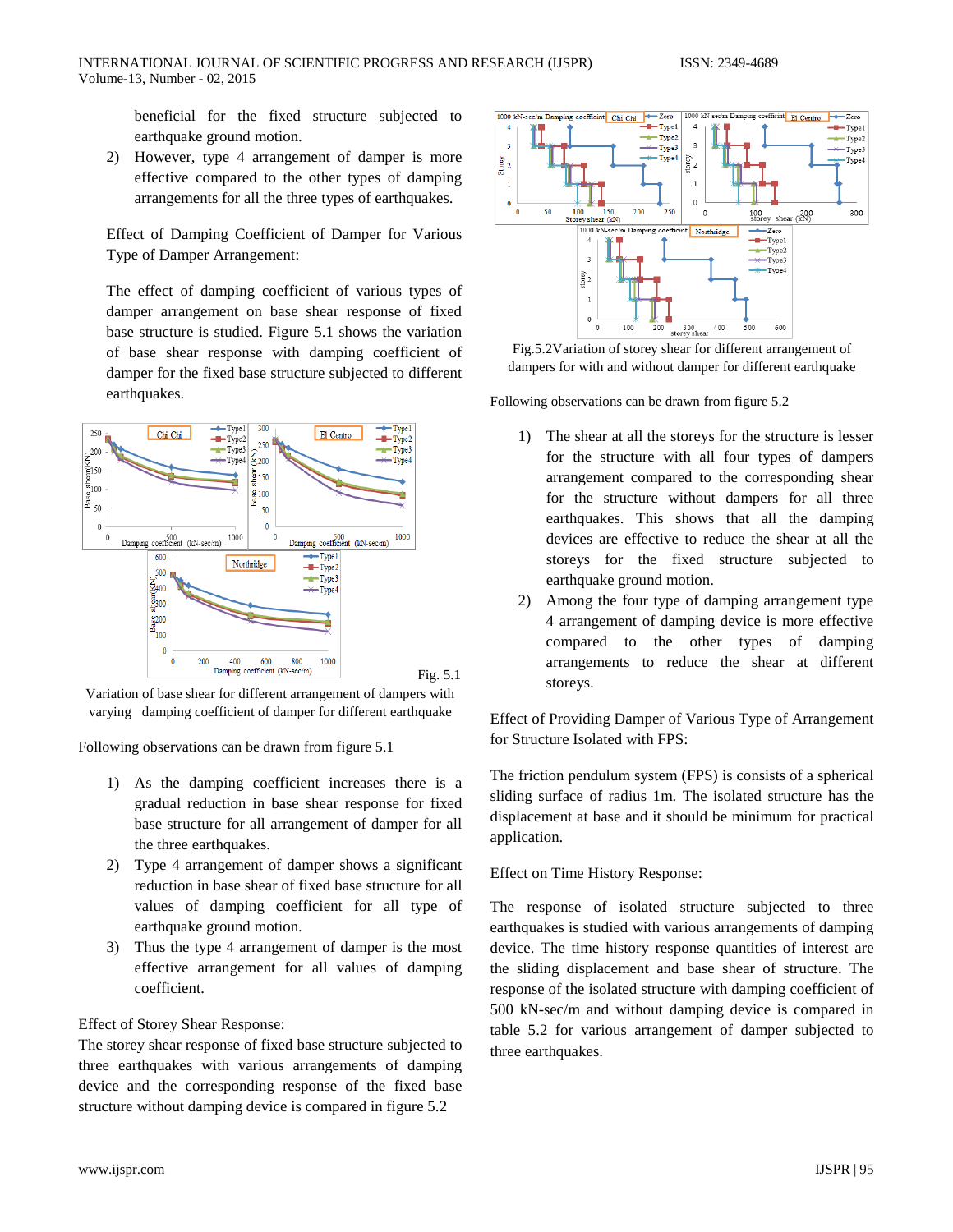beneficial for the fixed structure subjected to earthquake ground motion.

2) However, type 4 arrangement of damper is more effective compared to the other types of damping arrangements for all the three types of earthquakes.

Effect of Damping Coefficient of Damper for Various Type of Damper Arrangement:

The effect of damping coefficient of various types of damper arrangement on base shear response of fixed base structure is studied. Figure 5.1 shows the variation of base shear response with damping coefficient of damper for the fixed base structure subjected to different earthquakes.

Fig. 5.1

Variation of base shear for different arrangement of dampers with varying damping coefficient of damper for different earthquake

Following observations can be drawn from figure 5.1

1) As the damping coefficient increases there is a gradual reduction in base shear response for fixed base structure for all arrangement of damper for all the three earthquakes.
2) Type 4 arrangement of damper shows a significant reduction in base shear of fixed base structure for all values of damping coefficient for all type of earthquake ground motion.
3) Thus the type 4 arrangement of damper is the most effective arrangement for all values of damping coefficient.

Effect of Storey Shear Response:

The storey shear response of fixed base structure subjected to three earthquakes with various arrangements of damping device and the corresponding response of the fixed base structure without damping device is compared in figure 5.2

Fig.5.2Variation of storey shear for different arrangement of dampers for with and without damper for different earthquake

Following observations can be drawn from figure 5.2

1) The shear at all the storeys for the structure is lesser for the structure with all four types of dampers arrangement compared to the corresponding shear for the structure without dampers for all three earthquakes. This shows that all the damping devices are effective to reduce the shear at all the storeys for the fixed structure subjected to earthquake ground motion.
2) Among the four type of damping arrangement type 4 arrangement of damping device is more effective compared to the other types of damping arrangements to reduce the shear at different storeys.

Effect of Providing Damper of Various Type of Arrangement for Structure Isolated with FPS:

The friction pendulum system (FPS) is consists of a spherical sliding surface of radius 1m. The isolated structure has the displacement at base and it should be minimum for practical application.

Effect on Time History Response:

The response of isolated structure subjected to three earthquakes is studied with various arrangements of damping device. The time history response quantities of interest are the sliding displacement and base shear of structure. The response of the isolated structure with damping coefficient of 500 kN-sec/m and without damping device is compared in table 5.2 for various arrangement of damper subjected to three earthquakes.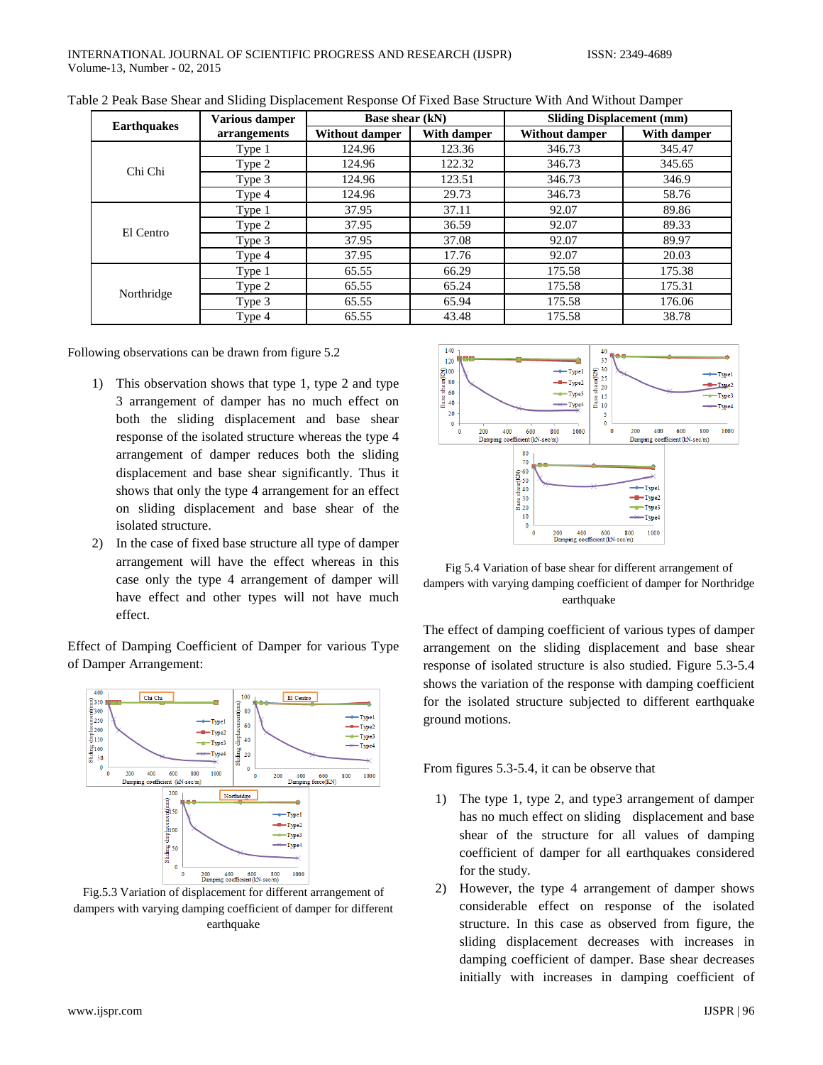Table 2 Peak Base Shear and Sliding Displacement Response Of Fixed Base Structure With And Without Damper

| Earthquakes | Various damper arrangements | Base shear (kN) | | Sliding Displacement (mm) | |
|---|---|---|---|---|---|
| | | Without damper | With damper | Without damper | With damper |
| Chi Chi | Type 1 | 124.96 | 123.36 | 346.73 | 345.47 |
| | Type 2 | 124.96 | 122.32 | 346.73 | 345.65 |
| | Type 3 | 124.96 | 123.51 | 346.73 | 346.9 |
| | Type 4 | 124.96 | 29.73 | 346.73 | 58.76 |
| El Centro | Type 1 | 37.95 | 37.11 | 92.07 | 89.86 |
| | Type 2 | 37.95 | 36.59 | 92.07 | 89.33 |
| | Type 3 | 37.95 | 37.08 | 92.07 | 89.97 |
| | Type 4 | 37.95 | 17.76 | 92.07 | 20.03 |
| Northridge | Type 1 | 65.55 | 66.29 | 175.58 | 175.38 |
| | Type 2 | 65.55 | 65.24 | 175.58 | 175.31 |
| | Type 3 | 65.55 | 65.94 | 175.58 | 176.06 |
| | Type 4 | 65.55 | 43.48 | 175.58 | 38.78 |

Following observations can be drawn from figure 5.2

1) This observation shows that type 1, type 2 and type 3 arrangement of damper has no much effect on both the sliding displacement and base shear response of the isolated structure whereas the type 4 arrangement of damper reduces both the sliding displacement and base shear significantly. Thus it shows that only the type 4 arrangement for an effect on sliding displacement and base shear of the isolated structure.
2) In the case of fixed base structure all type of damper arrangement will have the effect whereas in this case only the type 4 arrangement of damper will have effect and other types will not have much effect.

Effect of Damping Coefficient of Damper for various Type of Damper Arrangement:

Fig.5.3 Variation of displacement for different arrangement of dampers with varying damping coefficient of damper for different earthquake

Fig 5.4 Variation of base shear for different arrangement of dampers with varying damping coefficient of damper for Northridge earthquake

The effect of damping coefficient of various types of damper arrangement on the sliding displacement and base shear response of isolated structure is also studied. Figure 5.3-5.4 shows the variation of the response with damping coefficient for the isolated structure subjected to different earthquake ground motions.

From figures 5.3-5.4, it can be observe that

1) The type 1, type 2, and type3 arrangement of damper has no much effect on sliding displacement and base shear of the structure for all values of damping coefficient of damper for all earthquakes considered for the study.
2) However, the type 4 arrangement of damper shows considerable effect on response of the isolated structure. In this case as observed from figure, the sliding displacement decreases with increases in damping coefficient of damper. Base shear decreases initially with increases in damping coefficient of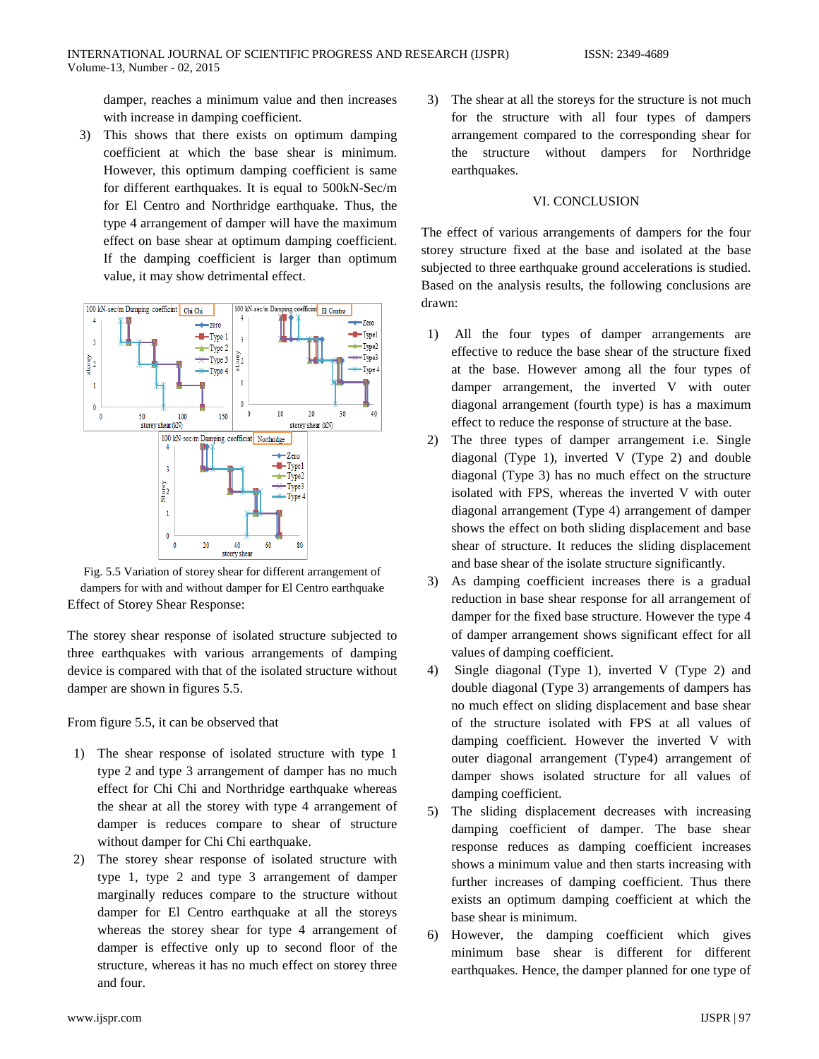damper, reaches a minimum value and then increases with increase in damping coefficient.

3) This shows that there exists on optimum damping coefficient at which the base shear is minimum. However, this optimum damping coefficient is same for different earthquakes. It is equal to 500kN-Sec/m for El Centro and Northridge earthquake. Thus, the type 4 arrangement of damper will have the maximum effect on base shear at optimum damping coefficient. If the damping coefficient is larger than optimum value, it may show detrimental effect.

Fig. 5.5 Variation of storey shear for different arrangement of dampers for with and without damper for El Centro earthquake

Effect of Storey Shear Response:

The storey shear response of isolated structure subjected to three earthquakes with various arrangements of damping device is compared with that of the isolated structure without damper are shown in figures 5.5.

From figure 5.5, it can be observed that

1) The shear response of isolated structure with type 1 type 2 and type 3 arrangement of damper has no much effect for Chi Chi and Northridge earthquake whereas the shear at all the storey with type 4 arrangement of damper is reduces compare to shear of structure without damper for Chi Chi earthquake.
2) The storey shear response of isolated structure with type 1, type 2 and type 3 arrangement of damper marginally reduces compare to the structure without damper for El Centro earthquake at all the storeys whereas the storey shear for type 4 arrangement of damper is effective only up to second floor of the structure, whereas it has no much effect on storey three and four.
3) The shear at all the storeys for the structure is not much for the structure with all four types of dampers arrangement compared to the corresponding shear for the structure without dampers for Northridge earthquakes.

## VI. CONCLUSION

The effect of various arrangements of dampers for the four storey structure fixed at the base and isolated at the base subjected to three earthquake ground accelerations is studied. Based on the analysis results, the following conclusions are drawn:

1) All the four types of damper arrangements are effective to reduce the base shear of the structure fixed at the base. However among all the four types of damper arrangement, the inverted V with outer diagonal arrangement (fourth type) is has a maximum effect to reduce the response of structure at the base.
2) The three types of damper arrangement i.e. Single diagonal (Type 1), inverted V (Type 2) and double diagonal (Type 3) has no much effect on the structure isolated with FPS, whereas the inverted V with outer diagonal arrangement (Type 4) arrangement of damper shows the effect on both sliding displacement and base shear of structure. It reduces the sliding displacement and base shear of the isolate structure significantly.
3) As damping coefficient increases there is a gradual reduction in base shear response for all arrangement of damper for the fixed base structure. However the type 4 of damper arrangement shows significant effect for all values of damping coefficient.
4) Single diagonal (Type 1), inverted V (Type 2) and double diagonal (Type 3) arrangements of dampers has no much effect on sliding displacement and base shear of the structure isolated with FPS at all values of damping coefficient. However the inverted V with outer diagonal arrangement (Type4) arrangement of damper shows isolated structure for all values of damping coefficient.
5) The sliding displacement decreases with increasing damping coefficient of damper. The base shear response reduces as damping coefficient increases shows a minimum value and then starts increasing with further increases of damping coefficient. Thus there exists an optimum damping coefficient at which the base shear is minimum.
6) However, the damping coefficient which gives minimum base shear is different for different earthquakes. Hence, the damper planned for one type of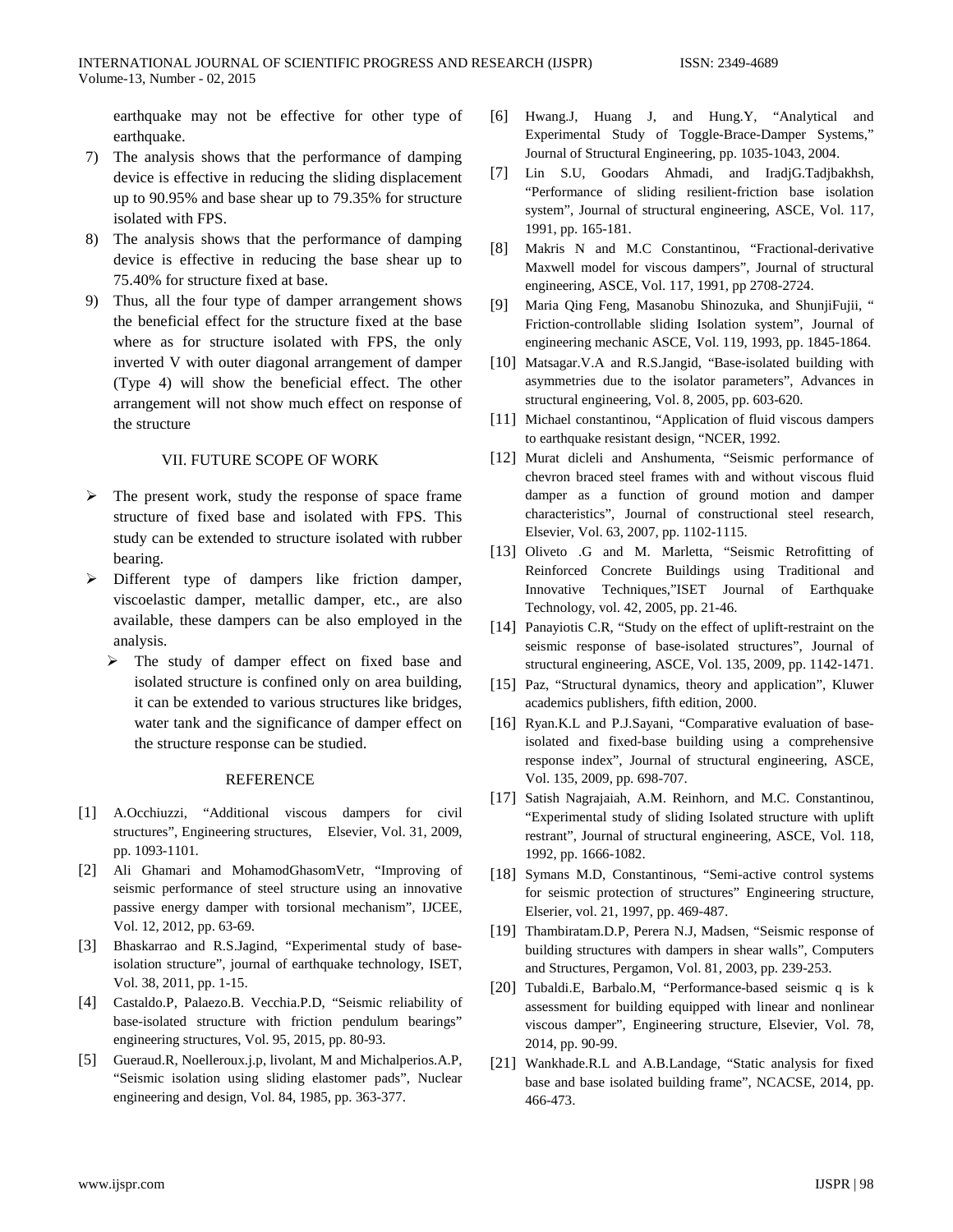earthquake may not be effective for other type of earthquake.

7) The analysis shows that the performance of damping device is effective in reducing the sliding displacement up to 90.95% and base shear up to 79.35% for structure isolated with FPS.
8) The analysis shows that the performance of damping device is effective in reducing the base shear up to 75.40% for structure fixed at base.
9) Thus, all the four type of damper arrangement shows the beneficial effect for the structure fixed at the base where as for structure isolated with FPS, the only inverted V with outer diagonal arrangement of damper (Type 4) will show the beneficial effect. The other arrangement will not show much effect on response of the structure

## VII. FUTURE SCOPE OF WORK

- The present work, study the response of space frame structure of fixed base and isolated with FPS. This study can be extended to structure isolated with rubber bearing.
- Different type of dampers like friction damper, viscoelastic damper, metallic damper, etc., are also available, these dampers can be also employed in the analysis.
  - The study of damper effect on fixed base and isolated structure is confined only on area building, it can be extended to various structures like bridges, water tank and the significance of damper effect on the structure response can be studied.

## REFERENCE

[1] A.Occhiuzzi, "Additional viscous dampers for civil structures", Engineering structures, Elsevier, Vol. 31, 2009, pp. 1093-1101.

[2] Ali Ghamari and MohamodGhasomVetr, "Improving of seismic performance of steel structure using an innovative passive energy damper with torsional mechanism", IJCEE, Vol. 12, 2012, pp. 63-69.

[3] Bhaskarrao and R.S.Jagind, "Experimental study of base-isolation structure", journal of earthquake technology, ISET, Vol. 38, 2011, pp. 1-15.

[4] Castaldo.P, Palaezo.B. Vecchia.P.D, "Seismic reliability of base-isolated structure with friction pendulum bearings" engineering structures, Vol. 95, 2015, pp. 80-93.

[5] Gueraud.R, Noelleroux.j.p, livolant, M and Michalperios.A.P, "Seismic isolation using sliding elastomer pads", Nuclear engineering and design, Vol. 84, 1985, pp. 363-377.

[6] Hwang.J, Huang J, and Hung.Y, "Analytical and Experimental Study of Toggle-Brace-Damper Systems," Journal of Structural Engineering, pp. 1035-1043, 2004.

[7] Lin S.U, Goodars Ahmadi, and IradjG.Tadjbakhsh, "Performance of sliding resilient-friction base isolation system", Journal of structural engineering, ASCE, Vol. 117, 1991, pp. 165-181.

[8] Makris N and M.C Constantinou, "Fractional-derivative Maxwell model for viscous dampers", Journal of structural engineering, ASCE, Vol. 117, 1991, pp 2708-2724.

[9] Maria Qing Feng, Masanobu Shinozuka, and ShunjiFujii, " Friction-controllable sliding Isolation system", Journal of engineering mechanic ASCE, Vol. 119, 1993, pp. 1845-1864.

[10] Matsagar.V.A and R.S.Jangid, "Base-isolated building with asymmetries due to the isolator parameters", Advances in structural engineering, Vol. 8, 2005, pp. 603-620.

[11] Michael constantinou, "Application of fluid viscous dampers to earthquake resistant design, "NCER, 1992.

[12] Murat dicleli and Anshumenta, "Seismic performance of chevron braced steel frames with and without viscous fluid damper as a function of ground motion and damper characteristics", Journal of constructional steel research, Elsevier, Vol. 63, 2007, pp. 1102-1115.

[13] Oliveto .G and M. Marletta, "Seismic Retrofitting of Reinforced Concrete Buildings using Traditional and Innovative Techniques,"ISET Journal of Earthquake Technology, vol. 42, 2005, pp. 21-46.

[14] Panayiotis C.R, "Study on the effect of uplift-restraint on the seismic response of base-isolated structures", Journal of structural engineering, ASCE, Vol. 135, 2009, pp. 1142-1471.

[15] Paz, "Structural dynamics, theory and application", Kluwer academics publishers, fifth edition, 2000.

[16] Ryan.K.L and P.J.Sayani, "Comparative evaluation of base-isolated and fixed-base building using a comprehensive response index", Journal of structural engineering, ASCE, Vol. 135, 2009, pp. 698-707.

[17] Satish Nagrajaiah, A.M. Reinhorn, and M.C. Constantinou, "Experimental study of sliding Isolated structure with uplift restrant", Journal of structural engineering, ASCE, Vol. 118, 1992, pp. 1666-1082.

[18] Symans M.D, Constantinous, "Semi-active control systems for seismic protection of structures" Engineering structure, Elserier, vol. 21, 1997, pp. 469-487.

[19] Thambiratam.D.P, Perera N.J, Madsen, "Seismic response of building structures with dampers in shear walls", Computers and Structures, Pergamon, Vol. 81, 2003, pp. 239-253.

[20] Tubaldi.E, Barbalo.M, "Performance-based seismic q is k assessment for building equipped with linear and nonlinear viscous damper", Engineering structure, Elsevier, Vol. 78, 2014, pp. 90-99.

[21] Wankhade.R.L and A.B.Landage, "Static analysis for fixed base and base isolated building frame", NCACSE, 2014, pp. 466-473.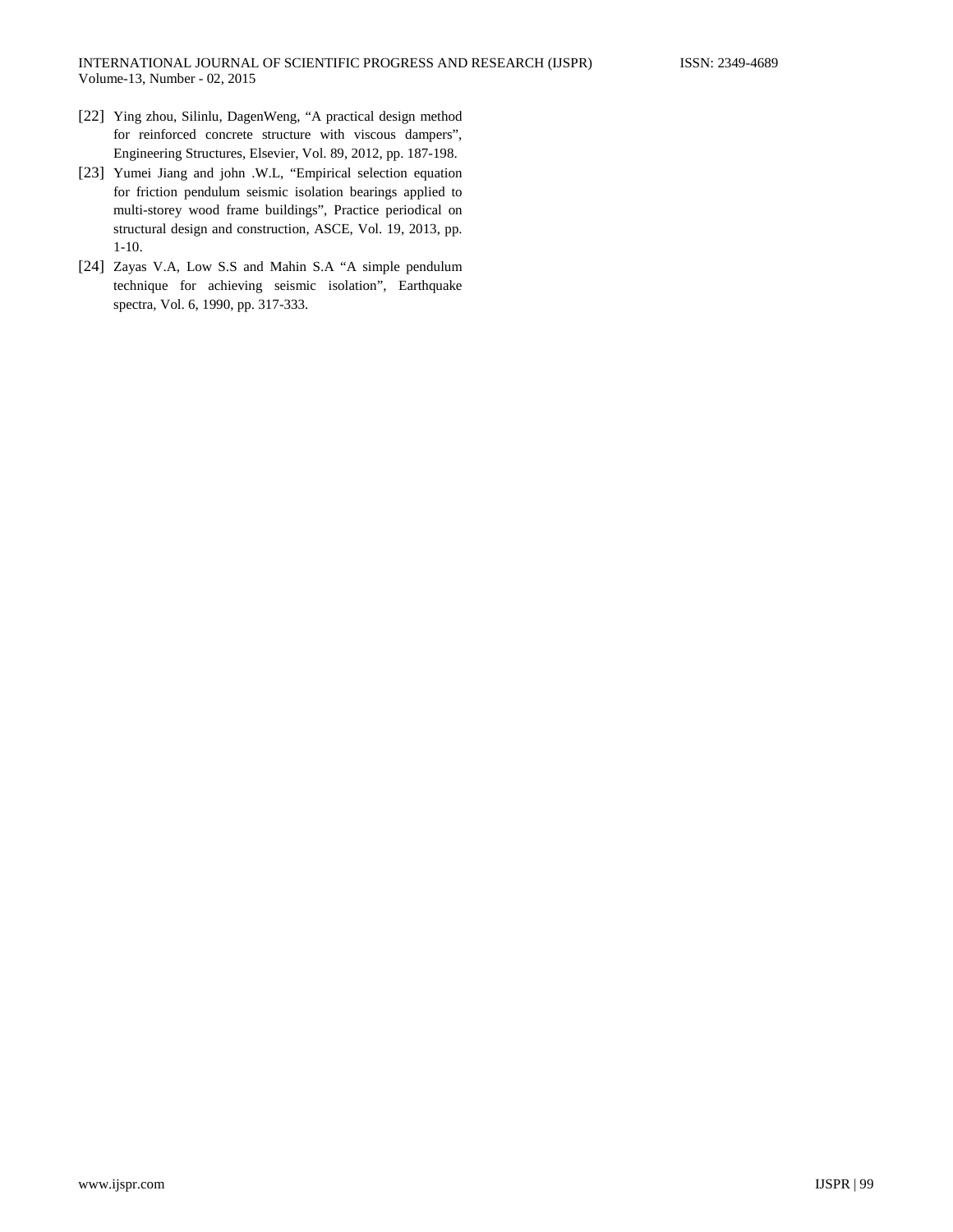[22] Ying zhou, Silinlu, DagenWeng, “A practical design method for reinforced concrete structure with viscous dampers”, Engineering Structures, Elsevier, Vol. 89, 2012, pp. 187-198.

[23] Yumei Jiang and john .W.L, “Empirical selection equation for friction pendulum seismic isolation bearings applied to multi-storey wood frame buildings”, Practice periodical on structural design and construction, ASCE, Vol. 19, 2013, pp. 1-10.

[24] Zayas V.A, Low S.S and Mahin S.A “A simple pendulum technique for achieving seismic isolation”, Earthquake spectra, Vol. 6, 1990, pp. 317-333.